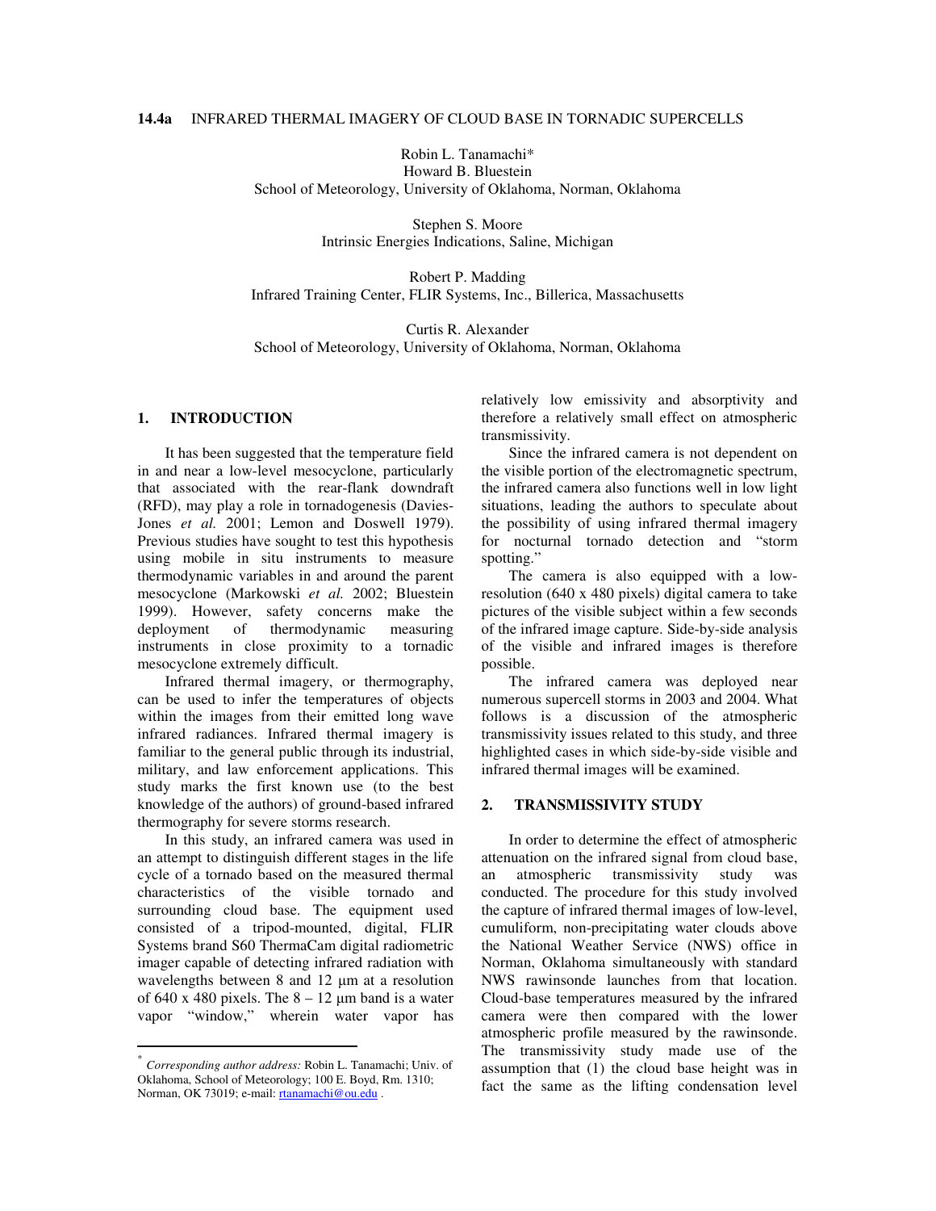# 14.4a INFRARED THERMAL IMAGERY OF CLOUD BASE IN TORNADIC SUPERCELLS

Robin L. Tanamachi*
Howard B. Bluestein
School of Meteorology, University of Oklahoma, Norman, Oklahoma

Stephen S. Moore
Intrinsic Energies Indications, Saline, Michigan

Robert P. Madding
Infrared Training Center, FLIR Systems, Inc., Billerica, Massachusetts

Curtis R. Alexander
School of Meteorology, University of Oklahoma, Norman, Oklahoma

## 1. INTRODUCTION

It has been suggested that the temperature field in and near a low-level mesocyclone, particularly that associated with the rear-flank downdraft (RFD), may play a role in tornadogenesis (Davies-Jones *et al.* 2001; Lemon and Doswell 1979). Previous studies have sought to test this hypothesis using mobile in situ instruments to measure thermodynamic variables in and around the parent mesocyclone (Markowski *et al.* 2002; Bluestein 1999). However, safety concerns make the deployment of thermodynamic measuring instruments in close proximity to a tornadic mesocyclone extremely difficult.

Infrared thermal imagery, or thermography, can be used to infer the temperatures of objects within the images from their emitted long wave infrared radiances. Infrared thermal imagery is familiar to the general public through its industrial, military, and law enforcement applications. This study marks the first known use (to the best knowledge of the authors) of ground-based infrared thermography for severe storms research.

In this study, an infrared camera was used in an attempt to distinguish different stages in the life cycle of a tornado based on the measured thermal characteristics of the visible tornado and surrounding cloud base. The equipment used consisted of a tripod-mounted, digital, FLIR Systems brand S60 ThermaCam digital radiometric imager capable of detecting infrared radiation with wavelengths between 8 and 12 µm at a resolution of 640 x 480 pixels. The 8 – 12 µm band is a water vapor "window," wherein water vapor has relatively low emissivity and absorptivity and therefore a relatively small effect on atmospheric transmissivity.

Since the infrared camera is not dependent on the visible portion of the electromagnetic spectrum, the infrared camera also functions well in low light situations, leading the authors to speculate about the possibility of using infrared thermal imagery for nocturnal tornado detection and "storm spotting."

The camera is also equipped with a low-resolution (640 x 480 pixels) digital camera to take pictures of the visible subject within a few seconds of the infrared image capture. Side-by-side analysis of the visible and infrared images is therefore possible.

The infrared camera was deployed near numerous supercell storms in 2003 and 2004. What follows is a discussion of the atmospheric transmissivity issues related to this study, and three highlighted cases in which side-by-side visible and infrared thermal images will be examined.

## 2. TRANSMISSIVITY STUDY

In order to determine the effect of atmospheric attenuation on the infrared signal from cloud base, an atmospheric transmissivity study was conducted. The procedure for this study involved the capture of infrared thermal images of low-level, cumuliform, non-precipitating water clouds above the National Weather Service (NWS) office in Norman, Oklahoma simultaneously with standard NWS rawinsonde launches from that location. Cloud-base temperatures measured by the infrared camera were then compared with the lower atmospheric profile measured by the rawinsonde. The transmissivity study made use of the assumption that (1) the cloud base height was in fact the same as the lifting condensation level

---

* *Corresponding author address:* Robin L. Tanamachi; Univ. of Oklahoma, School of Meteorology; 100 E. Boyd, Rm. 1310; Norman, OK 73019; e-mail: rtanamachi@ou.edu .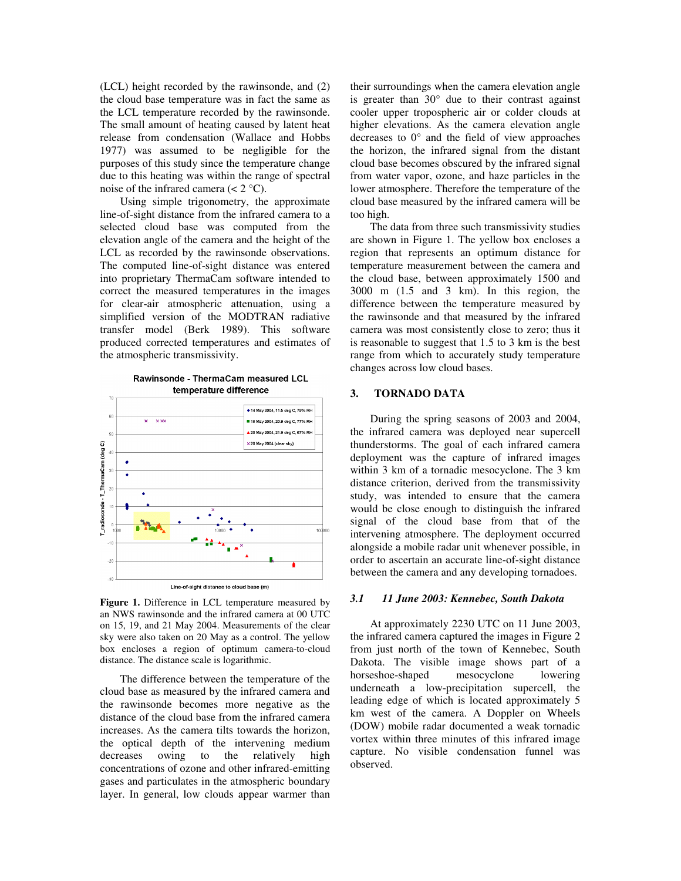(LCL) height recorded by the rawinsonde, and (2) the cloud base temperature was in fact the same as the LCL temperature recorded by the rawinsonde. The small amount of heating caused by latent heat release from condensation (Wallace and Hobbs 1977) was assumed to be negligible for the purposes of this study since the temperature change due to this heating was within the range of spectral noise of the infrared camera (< 2 °C).

Using simple trigonometry, the approximate line-of-sight distance from the infrared camera to a selected cloud base was computed from the elevation angle of the camera and the height of the LCL as recorded by the rawinsonde observations. The computed line-of-sight distance was entered into proprietary ThermaCam software intended to correct the measured temperatures in the images for clear-air atmospheric attenuation, using a simplified version of the MODTRAN radiative transfer model (Berk 1989). This software produced corrected temperatures and estimates of the atmospheric transmissivity.

**Figure 1.** Difference in LCL temperature measured by an NWS rawinsonde and the infrared camera at 00 UTC on 15, 19, and 21 May 2004. Measurements of the clear sky were also taken on 20 May as a control. The yellow box encloses a region of optimum camera-to-cloud distance. The distance scale is logarithmic.

The difference between the temperature of the cloud base as measured by the infrared camera and the rawinsonde becomes more negative as the distance of the cloud base from the infrared camera increases. As the camera tilts towards the horizon, the optical depth of the intervening medium decreases owing to the relatively high concentrations of ozone and other infrared-emitting gases and particulates in the atmospheric boundary layer. In general, low clouds appear warmer than their surroundings when the camera elevation angle is greater than 30° due to their contrast against cooler upper tropospheric air or colder clouds at higher elevations. As the camera elevation angle decreases to 0° and the field of view approaches the horizon, the infrared signal from the distant cloud base becomes obscured by the infrared signal from water vapor, ozone, and haze particles in the lower atmosphere. Therefore the temperature of the cloud base measured by the infrared camera will be too high.

The data from three such transmissivity studies are shown in Figure 1. The yellow box encloses a region that represents an optimum distance for temperature measurement between the camera and the cloud base, between approximately 1500 and 3000 m (1.5 and 3 km). In this region, the difference between the temperature measured by the rawinsonde and that measured by the infrared camera was most consistently close to zero; thus it is reasonable to suggest that 1.5 to 3 km is the best range from which to accurately study temperature changes across low cloud bases.

## 3. TORNADO DATA

During the spring seasons of 2003 and 2004, the infrared camera was deployed near supercell thunderstorms. The goal of each infrared camera deployment was the capture of infrared images within 3 km of a tornadic mesocyclone. The 3 km distance criterion, derived from the transmissivity study, was intended to ensure that the camera would be close enough to distinguish the infrared signal of the cloud base from that of the intervening atmosphere. The deployment occurred alongside a mobile radar unit whenever possible, in order to ascertain an accurate line-of-sight distance between the camera and any developing tornadoes.

### *3.1 11 June 2003: Kennebec, South Dakota*

At approximately 2230 UTC on 11 June 2003, the infrared camera captured the images in Figure 2 from just north of the town of Kennebec, South Dakota. The visible image shows part of a horseshoe-shaped mesocyclone lowering underneath a low-precipitation supercell, the leading edge of which is located approximately 5 km west of the camera. A Doppler on Wheels (DOW) mobile radar unit documented a weak tornadic vortex within three minutes of this infrared image capture. No visible condensation funnel was observed.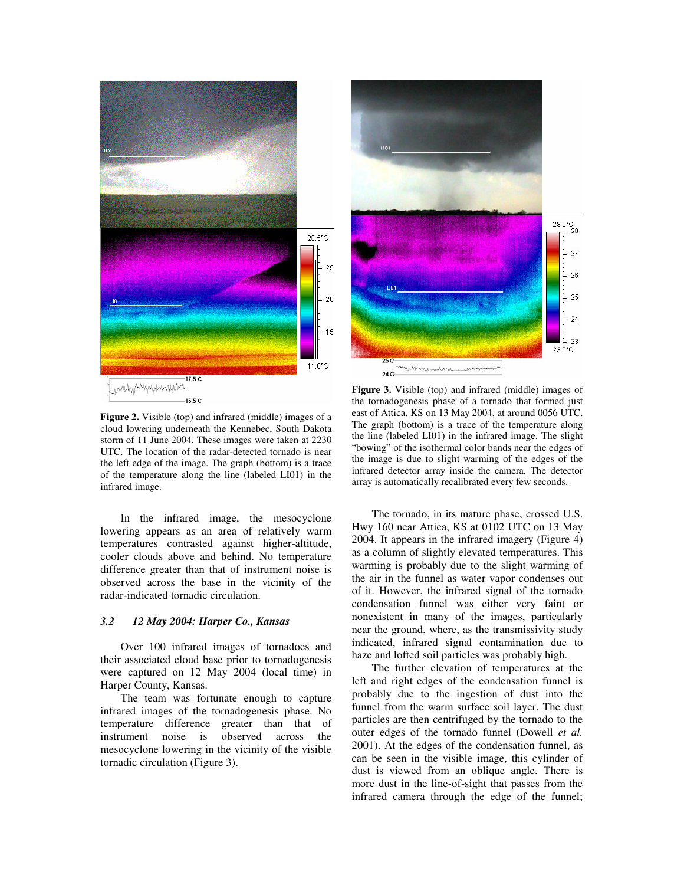**Figure 2.** Visible (top) and infrared (middle) images of a cloud lowering underneath the Kennebec, South Dakota storm of 11 June 2004. These images were taken at 2230 UTC. The location of the radar-detected tornado is near the left edge of the image. The graph (bottom) is a trace of the temperature along the line (labeled LI01) in the infrared image.

In the infrared image, the mesocyclone lowering appears as an area of relatively warm temperatures contrasted against higher-altitude, cooler clouds above and behind. No temperature difference greater than that of instrument noise is observed across the base in the vicinity of the radar-indicated tornadic circulation.

### *3.2 12 May 2004: Harper Co., Kansas*

Over 100 infrared images of tornadoes and their associated cloud base prior to tornadogenesis were captured on 12 May 2004 (local time) in Harper County, Kansas.

The team was fortunate enough to capture infrared images of the tornadogenesis phase. No temperature difference greater than that of instrument noise is observed across the mesocyclone lowering in the vicinity of the visible tornadic circulation (Figure 3).

**Figure 3.** Visible (top) and infrared (middle) images of the tornadogenesis phase of a tornado that formed just east of Attica, KS on 13 May 2004, at around 0056 UTC. The graph (bottom) is a trace of the temperature along the line (labeled LI01) in the infrared image. The slight "bowing" of the isothermal color bands near the edges of the image is due to slight warming of the edges of the infrared detector array inside the camera. The detector array is automatically recalibrated every few seconds.

The tornado, in its mature phase, crossed U.S. Hwy 160 near Attica, KS at 0102 UTC on 13 May 2004. It appears in the infrared imagery (Figure 4) as a column of slightly elevated temperatures. This warming is probably due to the slight warming of the air in the funnel as water vapor condenses out of it. However, the infrared signal of the tornado condensation funnel was either very faint or nonexistent in many of the images, particularly near the ground, where, as the transmissivity study indicated, infrared signal contamination due to haze and lofted soil particles was probably high.

The further elevation of temperatures at the left and right edges of the condensation funnel is probably due to the ingestion of dust into the funnel from the warm surface soil layer. The dust particles are then centrifuged by the tornado to the outer edges of the tornado funnel (Dowell *et al.* 2001). At the edges of the condensation funnel, as can be seen in the visible image, this cylinder of dust is viewed from an oblique angle. There is more dust in the line-of-sight that passes from the infrared camera through the edge of the funnel;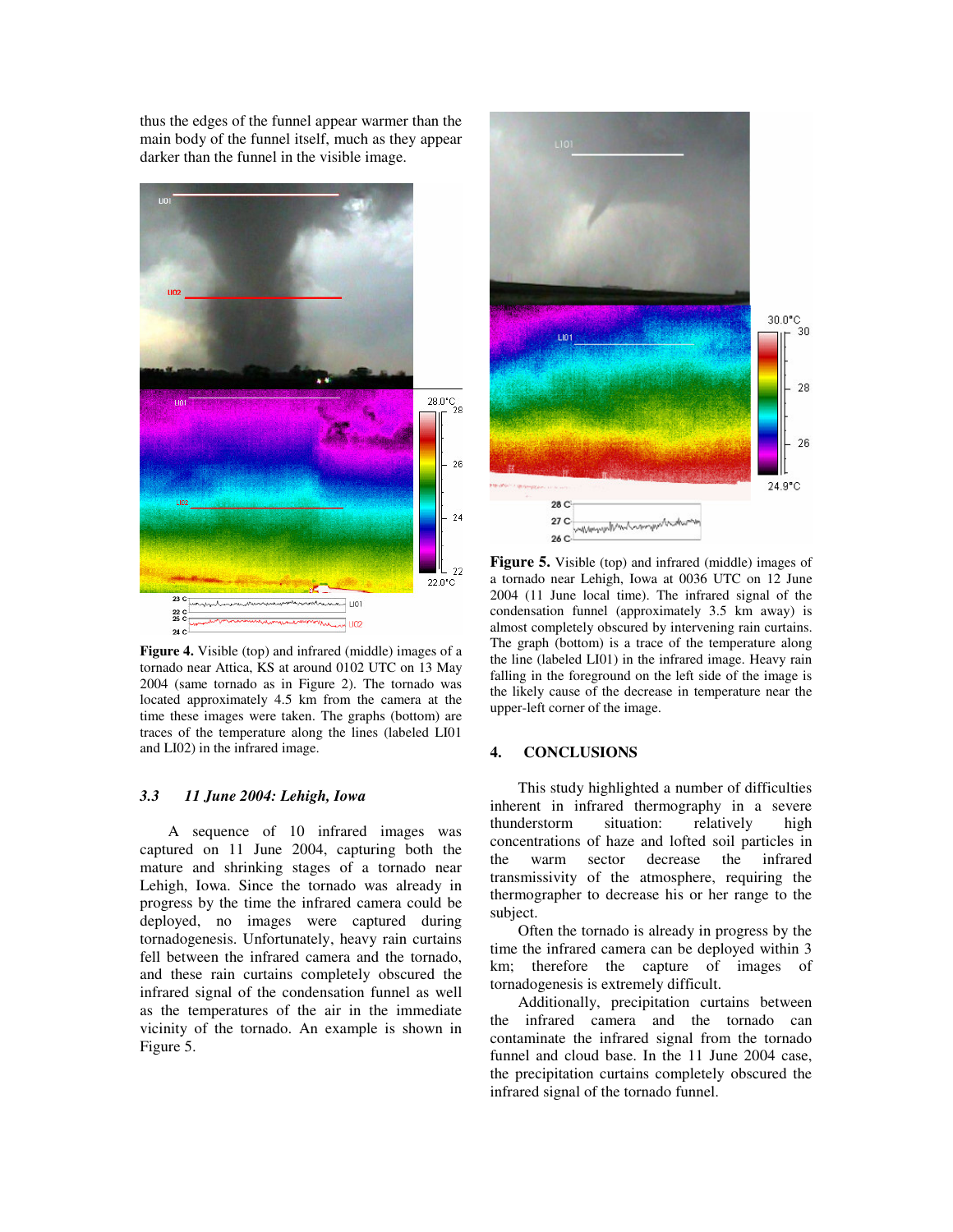thus the edges of the funnel appear warmer than the main body of the funnel itself, much as they appear darker than the funnel in the visible image.

**Figure 4.** Visible (top) and infrared (middle) images of a tornado near Attica, KS at around 0102 UTC on 13 May 2004 (same tornado as in Figure 2). The tornado was located approximately 4.5 km from the camera at the time these images were taken. The graphs (bottom) are traces of the temperature along the lines (labeled LI01 and LI02) in the infrared image.

### *3.3 11 June 2004: Lehigh, Iowa*

A sequence of 10 infrared images was captured on 11 June 2004, capturing both the mature and shrinking stages of a tornado near Lehigh, Iowa. Since the tornado was already in progress by the time the infrared camera could be deployed, no images were captured during tornadogenesis. Unfortunately, heavy rain curtains fell between the infrared camera and the tornado, and these rain curtains completely obscured the infrared signal of the condensation funnel as well as the temperatures of the air in the immediate vicinity of the tornado. An example is shown in Figure 5.

**Figure 5.** Visible (top) and infrared (middle) images of a tornado near Lehigh, Iowa at 0036 UTC on 12 June 2004 (11 June local time). The infrared signal of the condensation funnel (approximately 3.5 km away) is almost completely obscured by intervening rain curtains. The graph (bottom) is a trace of the temperature along the line (labeled LI01) in the infrared image. Heavy rain falling in the foreground on the left side of the image is the likely cause of the decrease in temperature near the upper-left corner of the image.

## 4. CONCLUSIONS

This study highlighted a number of difficulties inherent in infrared thermography in a severe thunderstorm situation: relatively high concentrations of haze and lofted soil particles in the warm sector decrease the infrared transmissivity of the atmosphere, requiring the thermographer to decrease his or her range to the subject.

Often the tornado is already in progress by the time the infrared camera can be deployed within 3 km; therefore the capture of images of tornadogenesis is extremely difficult.

Additionally, precipitation curtains between the infrared camera and the tornado can contaminate the infrared signal from the tornado funnel and cloud base. In the 11 June 2004 case, the precipitation curtains completely obscured the infrared signal of the tornado funnel.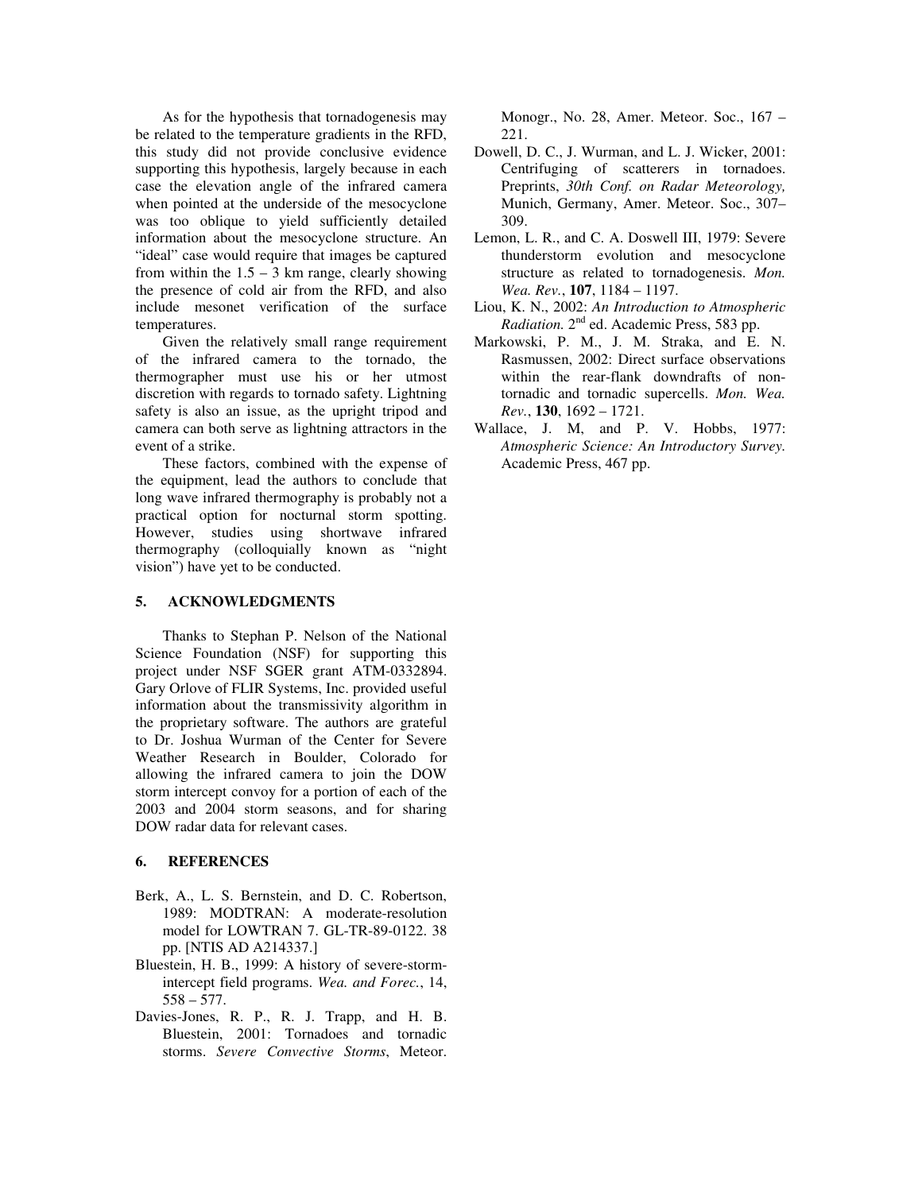As for the hypothesis that tornadogenesis may be related to the temperature gradients in the RFD, this study did not provide conclusive evidence supporting this hypothesis, largely because in each case the elevation angle of the infrared camera when pointed at the underside of the mesocyclone was too oblique to yield sufficiently detailed information about the mesocyclone structure. An "ideal" case would require that images be captured from within the 1.5 – 3 km range, clearly showing the presence of cold air from the RFD, and also include mesonet verification of the surface temperatures.

Given the relatively small range requirement of the infrared camera to the tornado, the thermographer must use his or her utmost discretion with regards to tornado safety. Lightning safety is also an issue, as the upright tripod and camera can both serve as lightning attractors in the event of a strike.

These factors, combined with the expense of the equipment, lead the authors to conclude that long wave infrared thermography is probably not a practical option for nocturnal storm spotting. However, studies using shortwave infrared thermography (colloquially known as "night vision") have yet to be conducted.

## 5. ACKNOWLEDGMENTS

Thanks to Stephan P. Nelson of the National Science Foundation (NSF) for supporting this project under NSF SGER grant ATM-0332894. Gary Orlove of FLIR Systems, Inc. provided useful information about the transmissivity algorithm in the proprietary software. The authors are grateful to Dr. Joshua Wurman of the Center for Severe Weather Research in Boulder, Colorado for allowing the infrared camera to join the DOW storm intercept convoy for a portion of each of the 2003 and 2004 storm seasons, and for sharing DOW radar data for relevant cases.

## 6. REFERENCES

Berk, A., L. S. Bernstein, and D. C. Robertson, 1989: MODTRAN: A moderate-resolution model for LOWTRAN 7. GL-TR-89-0122. 38 pp. [NTIS AD A214337.]

Bluestein, H. B., 1999: A history of severe-storm-intercept field programs. *Wea. and Forec.*, 14, 558 – 577.

Davies-Jones, R. P., R. J. Trapp, and H. B. Bluestein, 2001: Tornadoes and tornadic storms. *Severe Convective Storms*, Meteor. Monogr., No. 28, Amer. Meteor. Soc., 167 – 221.

Dowell, D. C., J. Wurman, and L. J. Wicker, 2001: Centrifuging of scatterers in tornadoes. Preprints, *30th Conf. on Radar Meteorology,* Munich, Germany, Amer. Meteor. Soc., 307–309.

Lemon, L. R., and C. A. Doswell III, 1979: Severe thunderstorm evolution and mesocyclone structure as related to tornadogenesis. *Mon. Wea. Rev.*, **107**, 1184 – 1197.

Liou, K. N., 2002: *An Introduction to Atmospheric Radiation.* 2nd ed. Academic Press, 583 pp.

Markowski, P. M., J. M. Straka, and E. N. Rasmussen, 2002: Direct surface observations within the rear-flank downdrafts of non-tornadic and tornadic supercells. *Mon. Wea. Rev.*, **130**, 1692 – 1721.

Wallace, J. M, and P. V. Hobbs, 1977: *Atmospheric Science: An Introductory Survey.* Academic Press, 467 pp.